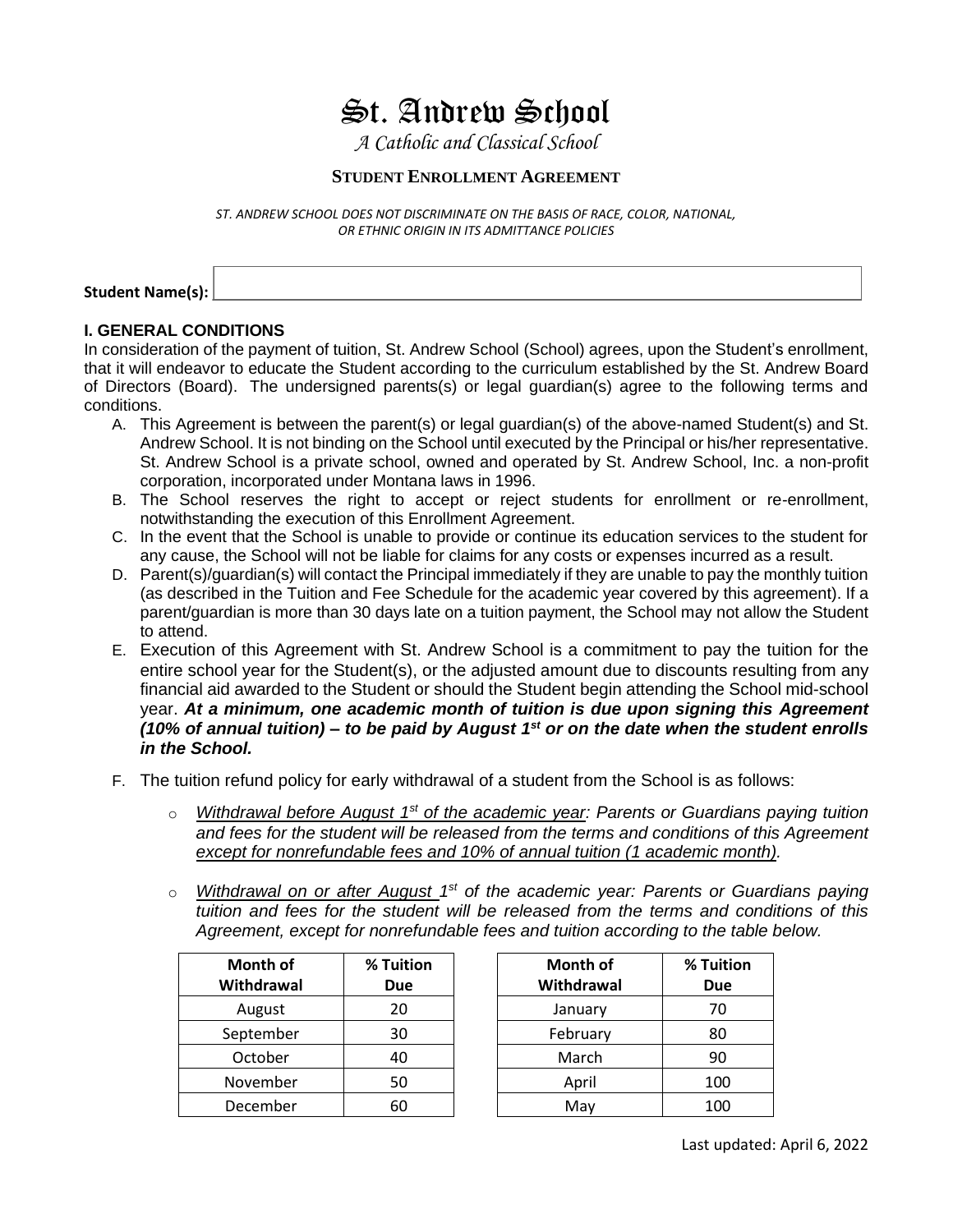# St. Andrew School

*A Catholic and Classical School*

## STUDENT ENROLLMENT AGREEMENT

*ST. ANDREW SCHOOL DOES NOT DISCRIMINATE ON THE BASIS OF RACE, COLOR, NATIONAL, OR ETHNIC ORIGIN IN ITS ADMITTANCE POLICIES*

**Student Name(s):** \_\_\_\_\_\_\_\_\_\_\_\_\_\_\_\_\_\_\_\_\_\_\_\_\_\_\_\_\_\_\_\_\_\_\_\_\_\_\_\_

### I. GENERAL CONDITIONS

In consideration of the payment of tuition, St. Andrew School (School) agrees, upon the Student's enrollment, that it will endeavor to educate the Student according to the curriculum established by the St. Andrew Board of Directors (Board). The undersigned parents(s) or legal guardian(s) agree to the following terms and conditions.

A. This Agreement is between the parent(s) or legal guardian(s) of the above-named Student(s) and St. Andrew School. It is not binding on the School until executed by the Principal or his/her representative. St. Andrew School is a private school, owned and operated by St. Andrew School, Inc. a non-profit corporation, incorporated under Montana laws in 1996.

B. The School reserves the right to accept or reject students for enrollment or re-enrollment, notwithstanding the execution of this Enrollment Agreement.

C. In the event that the School is unable to provide or continue its education services to the student for any cause, the School will not be liable for claims for any costs or expenses incurred as a result.

D. Parent(s)/guardian(s) will contact the Principal immediately if they are unable to pay the monthly tuition (as described in the Tuition and Fee Schedule for the academic year covered by this agreement). If a parent/guardian is more than 30 days late on a tuition payment, the School may not allow the Student to attend.

E. Execution of this Agreement with St. Andrew School is a commitment to pay the tuition for the entire school year for the Student(s), or the adjusted amount due to discounts resulting from any financial aid awarded to the Student or should the Student begin attending the School mid-school year. ***At a minimum, one academic month of tuition is due upon signing this Agreement (10% of annual tuition) – to be paid by August 1st or on the date when the student enrolls in the School.***

F. The tuition refund policy for early withdrawal of a student from the School is as follows:

- *Withdrawal before August 1st of the academic year: Parents or Guardians paying tuition and fees for the student will be released from the terms and conditions of this Agreement except for nonrefundable fees and 10% of annual tuition (1 academic month).*
- *Withdrawal on or after August 1st of the academic year: Parents or Guardians paying tuition and fees for the student will be released from the terms and conditions of this Agreement, except for nonrefundable fees and tuition according to the table below.*

| Month of Withdrawal | % Tuition Due |
|---|---|
| August | 20 |
| September | 30 |
| October | 40 |
| November | 50 |
| December | 60 |

| Month of Withdrawal | % Tuition Due |
|---|---|
| January | 70 |
| February | 80 |
| March | 90 |
| April | 100 |
| May | 100 |

Last updated: April 6, 2022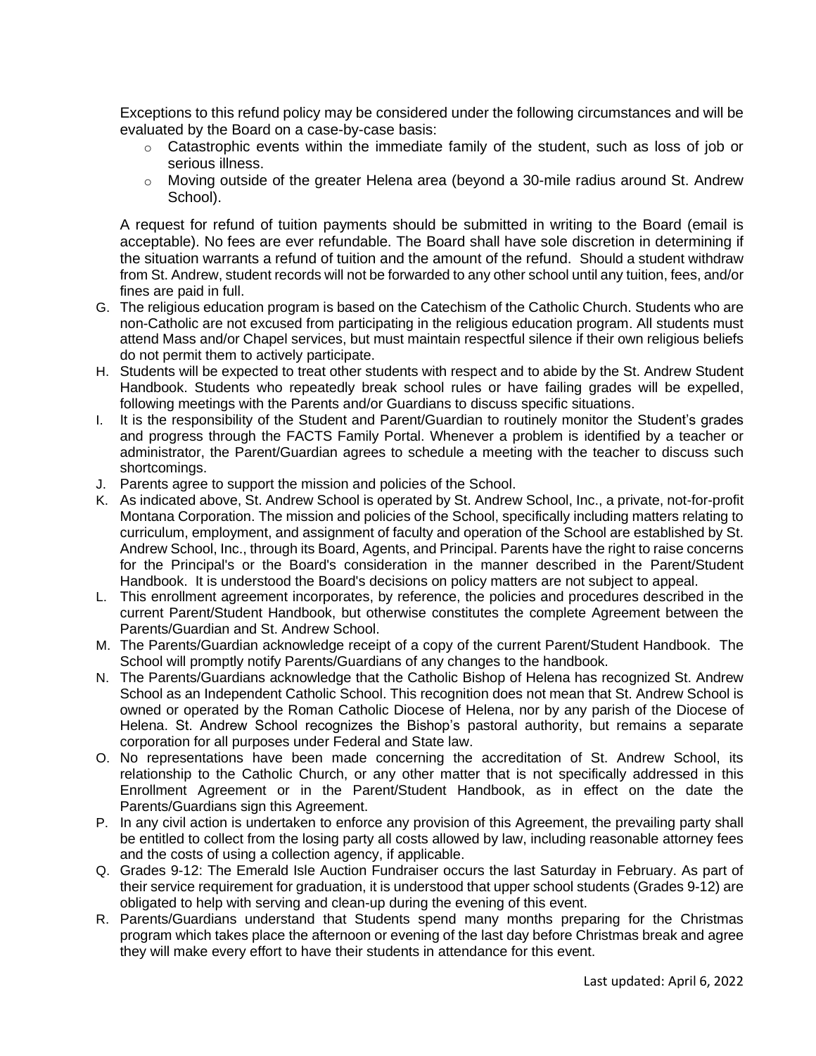Exceptions to this refund policy may be considered under the following circumstances and will be evaluated by the Board on a case-by-case basis:

- Catastrophic events within the immediate family of the student, such as loss of job or serious illness.
- Moving outside of the greater Helena area (beyond a 30-mile radius around St. Andrew School).

A request for refund of tuition payments should be submitted in writing to the Board (email is acceptable). No fees are ever refundable. The Board shall have sole discretion in determining if the situation warrants a refund of tuition and the amount of the refund. Should a student withdraw from St. Andrew, student records will not be forwarded to any other school until any tuition, fees, and/or fines are paid in full.

G. The religious education program is based on the Catechism of the Catholic Church. Students who are non-Catholic are not excused from participating in the religious education program. All students must attend Mass and/or Chapel services, but must maintain respectful silence if their own religious beliefs do not permit them to actively participate.

H. Students will be expected to treat other students with respect and to abide by the St. Andrew Student Handbook. Students who repeatedly break school rules or have failing grades will be expelled, following meetings with the Parents and/or Guardians to discuss specific situations.

I. It is the responsibility of the Student and Parent/Guardian to routinely monitor the Student's grades and progress through the FACTS Family Portal. Whenever a problem is identified by a teacher or administrator, the Parent/Guardian agrees to schedule a meeting with the teacher to discuss such shortcomings.

J. Parents agree to support the mission and policies of the School.

K. As indicated above, St. Andrew School is operated by St. Andrew School, Inc., a private, not-for-profit Montana Corporation. The mission and policies of the School, specifically including matters relating to curriculum, employment, and assignment of faculty and operation of the School are established by St. Andrew School, Inc., through its Board, Agents, and Principal. Parents have the right to raise concerns for the Principal's or the Board's consideration in the manner described in the Parent/Student Handbook. It is understood the Board's decisions on policy matters are not subject to appeal.

L. This enrollment agreement incorporates, by reference, the policies and procedures described in the current Parent/Student Handbook, but otherwise constitutes the complete Agreement between the Parents/Guardian and St. Andrew School.

M. The Parents/Guardian acknowledge receipt of a copy of the current Parent/Student Handbook. The School will promptly notify Parents/Guardians of any changes to the handbook.

N. The Parents/Guardians acknowledge that the Catholic Bishop of Helena has recognized St. Andrew School as an Independent Catholic School. This recognition does not mean that St. Andrew School is owned or operated by the Roman Catholic Diocese of Helena, nor by any parish of the Diocese of Helena. St. Andrew School recognizes the Bishop's pastoral authority, but remains a separate corporation for all purposes under Federal and State law.

O. No representations have been made concerning the accreditation of St. Andrew School, its relationship to the Catholic Church, or any other matter that is not specifically addressed in this Enrollment Agreement or in the Parent/Student Handbook, as in effect on the date the Parents/Guardians sign this Agreement.

P. In any civil action is undertaken to enforce any provision of this Agreement, the prevailing party shall be entitled to collect from the losing party all costs allowed by law, including reasonable attorney fees and the costs of using a collection agency, if applicable.

Q. Grades 9-12: The Emerald Isle Auction Fundraiser occurs the last Saturday in February. As part of their service requirement for graduation, it is understood that upper school students (Grades 9-12) are obligated to help with serving and clean-up during the evening of this event.

R. Parents/Guardians understand that Students spend many months preparing for the Christmas program which takes place the afternoon or evening of the last day before Christmas break and agree they will make every effort to have their students in attendance for this event.

Last updated: April 6, 2022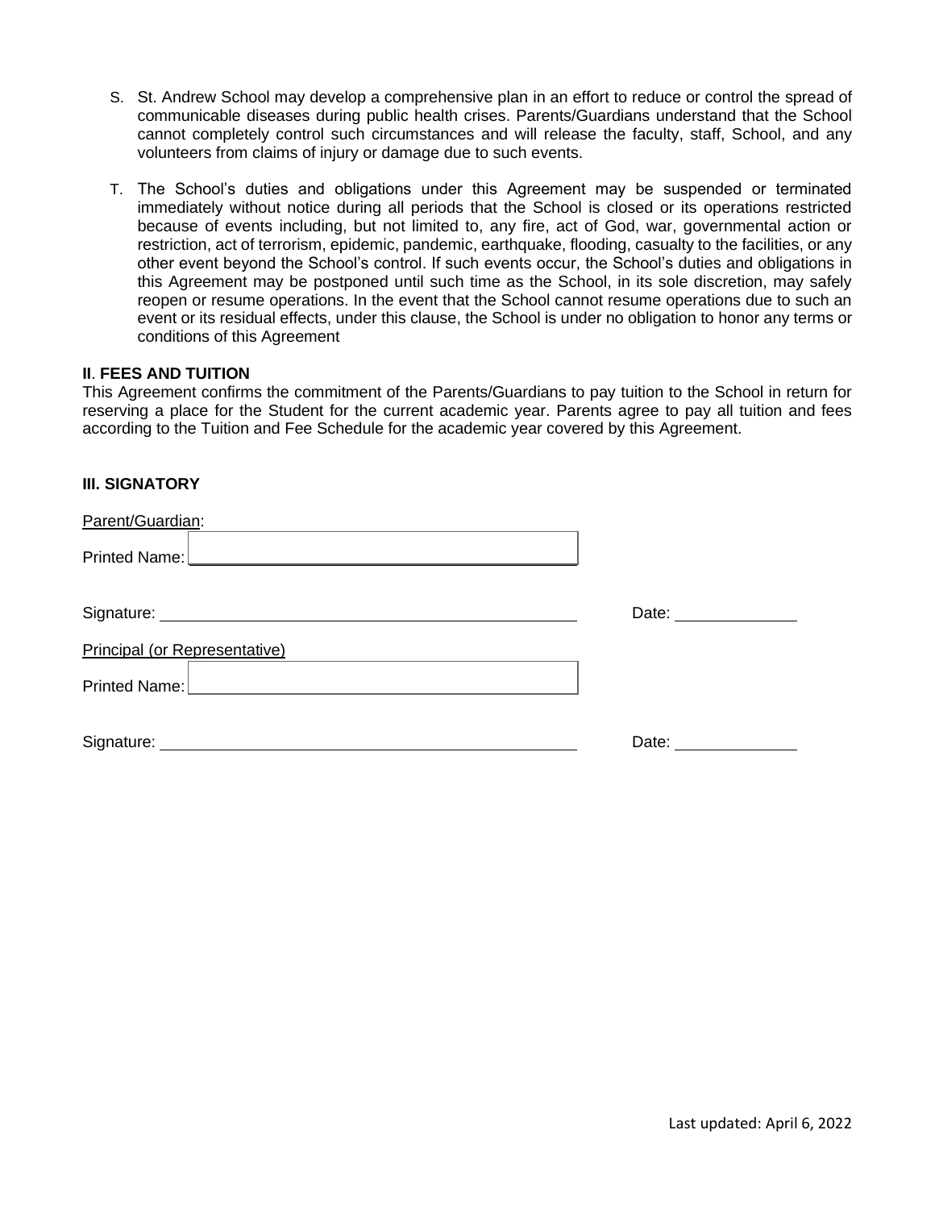S. St. Andrew School may develop a comprehensive plan in an effort to reduce or control the spread of communicable diseases during public health crises. Parents/Guardians understand that the School cannot completely control such circumstances and will release the faculty, staff, School, and any volunteers from claims of injury or damage due to such events.

T. The School's duties and obligations under this Agreement may be suspended or terminated immediately without notice during all periods that the School is closed or its operations restricted because of events including, but not limited to, any fire, act of God, war, governmental action or restriction, act of terrorism, epidemic, pandemic, earthquake, flooding, casualty to the facilities, or any other event beyond the School's control. If such events occur, the School's duties and obligations in this Agreement may be postponed until such time as the School, in its sole discretion, may safely reopen or resume operations. In the event that the School cannot resume operations due to such an event or its residual effects, under this clause, the School is under no obligation to honor any terms or conditions of this Agreement

**II. FEES AND TUITION**

This Agreement confirms the commitment of the Parents/Guardians to pay tuition to the School in return for reserving a place for the Student for the current academic year. Parents agree to pay all tuition and fees according to the Tuition and Fee Schedule for the academic year covered by this Agreement.

**III. SIGNATORY**

Parent/Guardian:

Printed Name: ______________________________

Signature: ______________________________ Date: ______________

Principal (or Representative)

Printed Name: ______________________________

Signature: ______________________________ Date: ______________

Last updated: April 6, 2022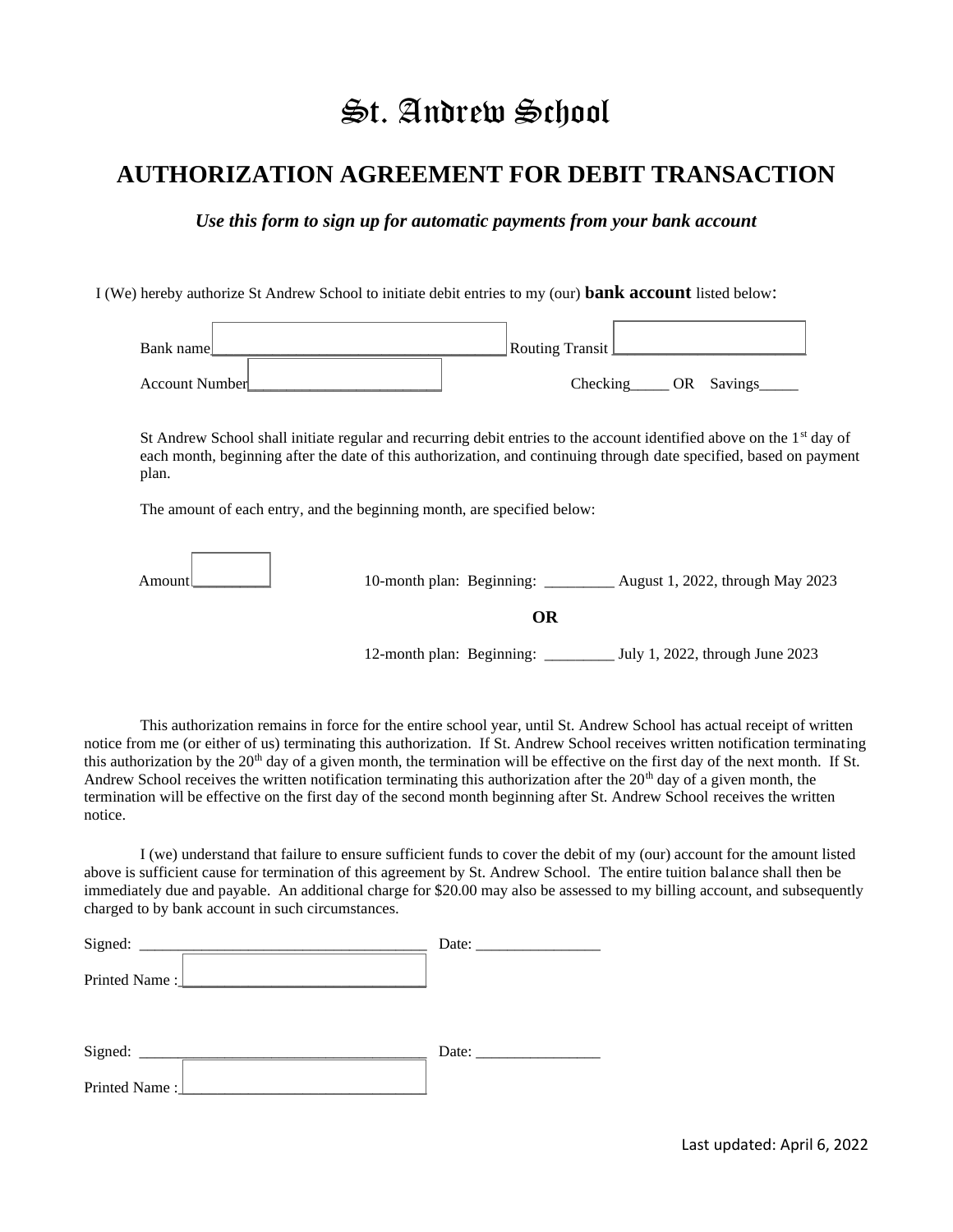# St. Andrew School

## AUTHORIZATION AGREEMENT FOR DEBIT TRANSACTION

***Use this form to sign up for automatic payments from your bank account***

I (We) hereby authorize St Andrew School to initiate debit entries to my (our) **bank account** listed below:

Bank name_____________________________________ Routing Transit _________________________

Account Number_________________________ Checking_____ OR Savings_____

St Andrew School shall initiate regular and recurring debit entries to the account identified above on the 1st day of each month, beginning after the date of this authorization, and continuing through date specified, based on payment plan.

The amount of each entry, and the beginning month, are specified below:

Amount__________ 10-month plan: Beginning: _________ August 1, 2022, through May 2023

**OR**

12-month plan: Beginning: _________ July 1, 2022, through June 2023

This authorization remains in force for the entire school year, until St. Andrew School has actual receipt of written notice from me (or either of us) terminating this authorization. If St. Andrew School receives written notification terminating this authorization by the 20th day of a given month, the termination will be effective on the first day of the next month. If St. Andrew School receives the written notification terminating this authorization after the 20th day of a given month, the termination will be effective on the first day of the second month beginning after St. Andrew School receives the written notice.

I (we) understand that failure to ensure sufficient funds to cover the debit of my (our) account for the amount listed above is sufficient cause for termination of this agreement by St. Andrew School. The entire tuition balance shall then be immediately due and payable. An additional charge for $20.00 may also be assessed to my billing account, and subsequently charged to by bank account in such circumstances.

Signed: ______________________________________ Date: ________________

Printed Name :________________________________

Signed: ______________________________________ Date: ________________

Printed Name :________________________________

Last updated: April 6, 2022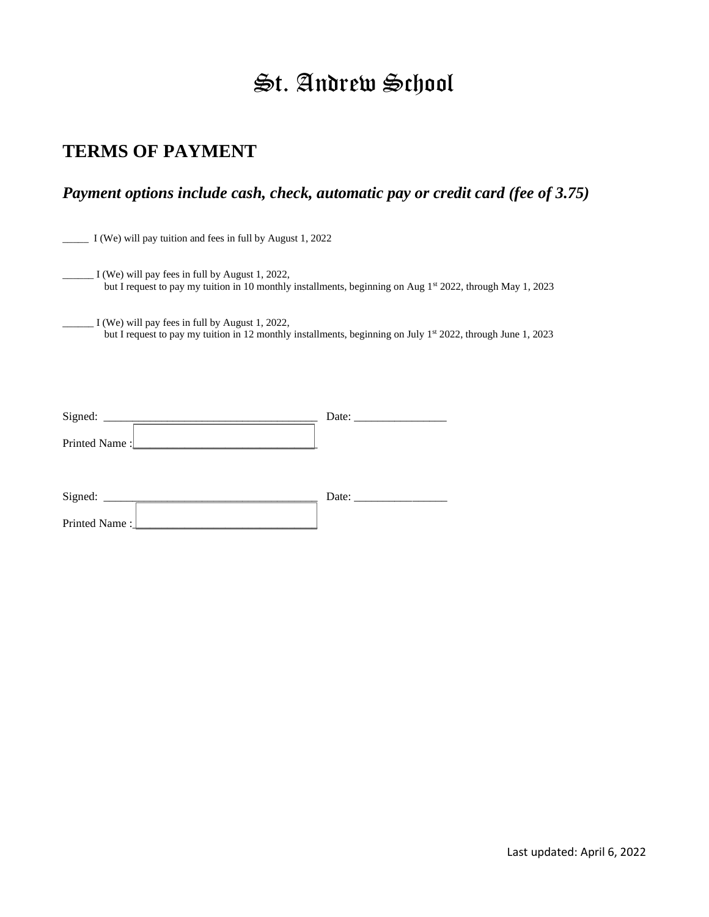# St. Andrew School

## TERMS OF PAYMENT

### *Payment options include cash, check, automatic pay or credit card (fee of 3.75)*

_____ I (We) will pay tuition and fees in full by August 1, 2022

______ I (We) will pay fees in full by August 1, 2022,
but I request to pay my tuition in 10 monthly installments, beginning on Aug 1st 2022, through May 1, 2023

______ I (We) will pay fees in full by August 1, 2022,
but I request to pay my tuition in 12 monthly installments, beginning on July 1st 2022, through June 1, 2023

Signed: _____________________________________ Date: ________________

Printed Name :_______________________________

Signed: _____________________________________ Date: ________________

Printed Name :_______________________________

Last updated: April 6, 2022